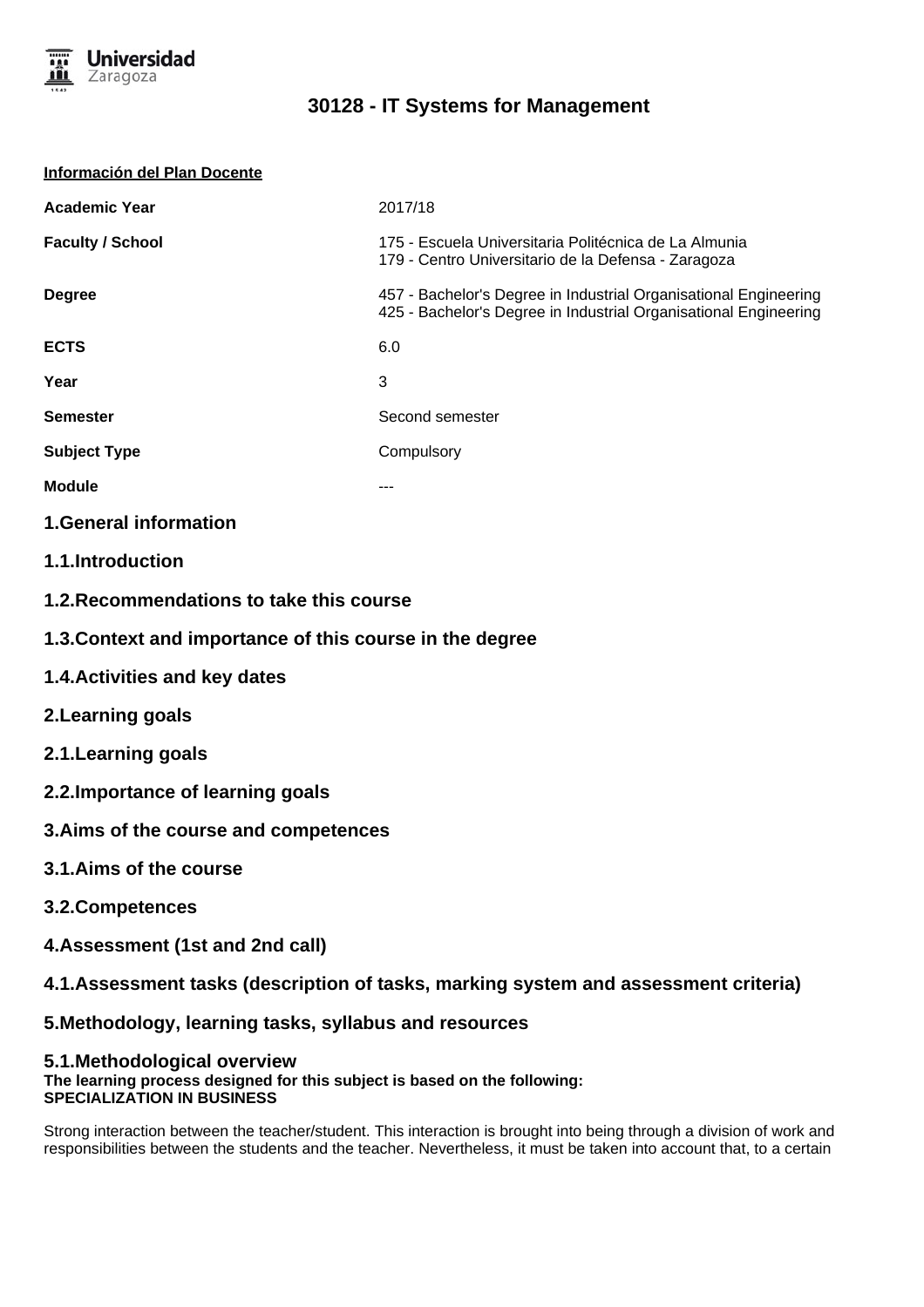# 30128 - IT Systems for Management

**Información del Plan Docente**

| | |
|---|---|
| **Academic Year** | 2017/18 |
| **Faculty / School** | 175 - Escuela Universitaria Politécnica de La Almunia<br>179 - Centro Universitario de la Defensa - Zaragoza |
| **Degree** | 457 - Bachelor's Degree in Industrial Organisational Engineering<br>425 - Bachelor's Degree in Industrial Organisational Engineering |
| **ECTS** | 6.0 |
| **Year** | 3 |
| **Semester** | Second semester |
| **Subject Type** | Compulsory |
| **Module** | --- |

## 1.General information

## 1.1.Introduction

## 1.2.Recommendations to take this course

## 1.3.Context and importance of this course in the degree

## 1.4.Activities and key dates

## 2.Learning goals

## 2.1.Learning goals

## 2.2.Importance of learning goals

## 3.Aims of the course and competences

## 3.1.Aims of the course

## 3.2.Competences

## 4.Assessment (1st and 2nd call)

## 4.1.Assessment tasks (description of tasks, marking system and assessment criteria)

## 5.Methodology, learning tasks, syllabus and resources

## 5.1.Methodological overview

**The learning process designed for this subject is based on the following:**
**SPECIALIZATION IN BUSINESS**

Strong interaction between the teacher/student. This interaction is brought into being through a division of work and responsibilities between the students and the teacher. Nevertheless, it must be taken into account that, to a certain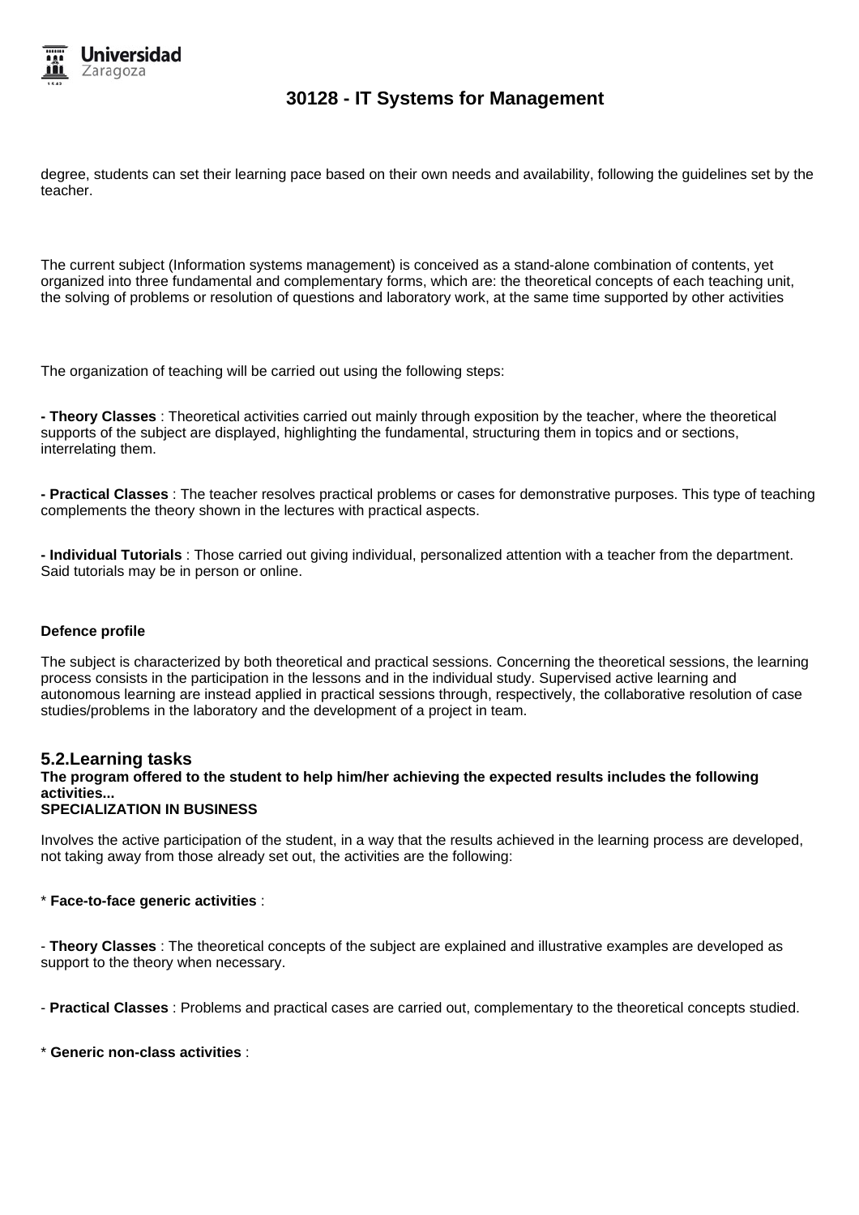degree, students can set their learning pace based on their own needs and availability, following the guidelines set by the teacher.

The current subject (Information systems management) is conceived as a stand-alone combination of contents, yet organized into three fundamental and complementary forms, which are: the theoretical concepts of each teaching unit, the solving of problems or resolution of questions and laboratory work, at the same time supported by other activities

The organization of teaching will be carried out using the following steps:

**- Theory Classes** : Theoretical activities carried out mainly through exposition by the teacher, where the theoretical supports of the subject are displayed, highlighting the fundamental, structuring them in topics and or sections, interrelating them.

**- Practical Classes** : The teacher resolves practical problems or cases for demonstrative purposes. This type of teaching complements the theory shown in the lectures with practical aspects.

**- Individual Tutorials** : Those carried out giving individual, personalized attention with a teacher from the department. Said tutorials may be in person or online.

**Defence profile**

The subject is characterized by both theoretical and practical sessions. Concerning the theoretical sessions, the learning process consists in the participation in the lessons and in the individual study. Supervised active learning and autonomous learning are instead applied in practical sessions through, respectively, the collaborative resolution of case studies/problems in the laboratory and the development of a project in team.

## 5.2.Learning tasks

**The program offered to the student to help him/her achieving the expected results includes the following activities...**
**SPECIALIZATION IN BUSINESS**

Involves the active participation of the student, in a way that the results achieved in the learning process are developed, not taking away from those already set out, the activities are the following:

* **Face-to-face generic activities** :

- **Theory Classes** : The theoretical concepts of the subject are explained and illustrative examples are developed as support to the theory when necessary.

- **Practical Classes** : Problems and practical cases are carried out, complementary to the theoretical concepts studied.

* **Generic non-class activities** :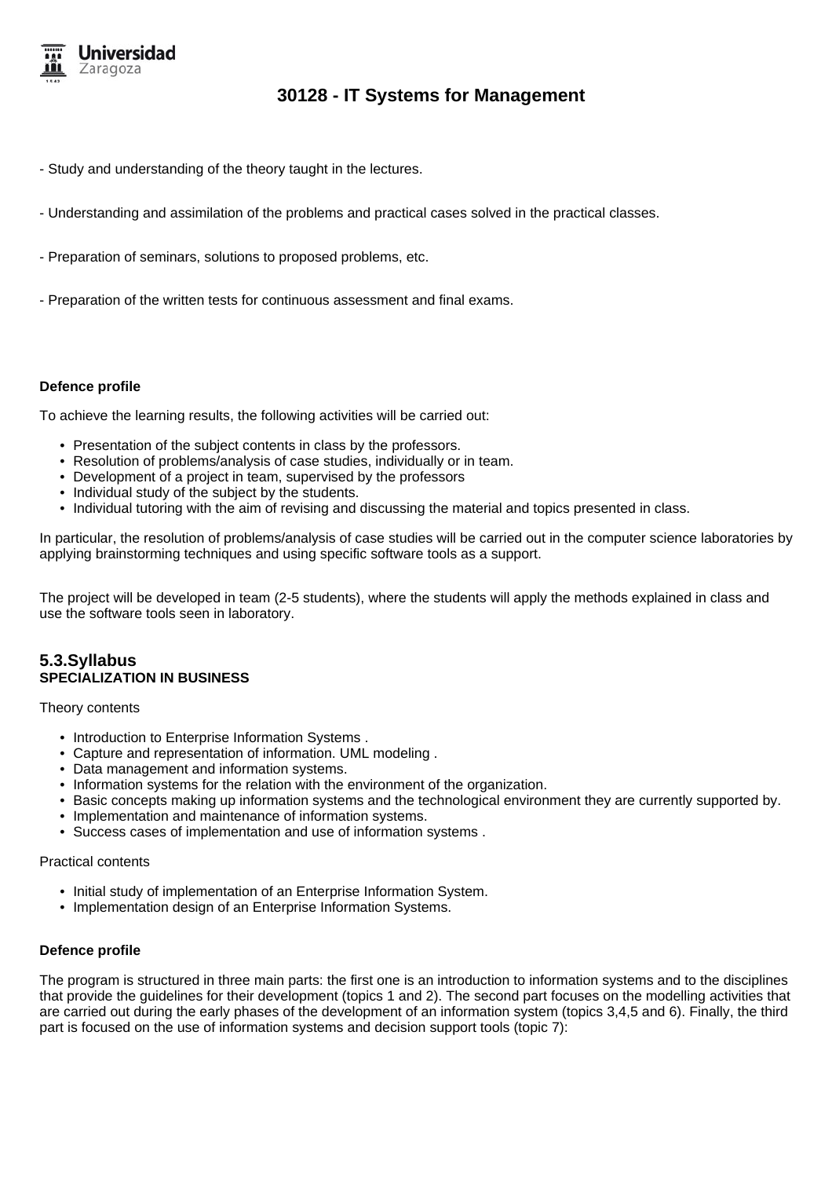- Study and understanding of the theory taught in the lectures.

- Understanding and assimilation of the problems and practical cases solved in the practical classes.

- Preparation of seminars, solutions to proposed problems, etc.

- Preparation of the written tests for continuous assessment and final exams.

**Defence profile**

To achieve the learning results, the following activities will be carried out:

- Presentation of the subject contents in class by the professors.
- Resolution of problems/analysis of case studies, individually or in team.
- Development of a project in team, supervised by the professors
- Individual study of the subject by the students.
- Individual tutoring with the aim of revising and discussing the material and topics presented in class.

In particular, the resolution of problems/analysis of case studies will be carried out in the computer science laboratories by applying brainstorming techniques and using specific software tools as a support.

The project will be developed in team (2-5 students), where the students will apply the methods explained in class and use the software tools seen in laboratory.

## 5.3.Syllabus

**SPECIALIZATION IN BUSINESS**

Theory contents

- Introduction to Enterprise Information Systems .
- Capture and representation of information. UML modeling .
- Data management and information systems.
- Information systems for the relation with the environment of the organization.
- Basic concepts making up information systems and the technological environment they are currently supported by.
- Implementation and maintenance of information systems.
- Success cases of implementation and use of information systems .

Practical contents

- Initial study of implementation of an Enterprise Information System.
- Implementation design of an Enterprise Information Systems.

**Defence profile**

The program is structured in three main parts: the first one is an introduction to information systems and to the disciplines that provide the guidelines for their development (topics 1 and 2). The second part focuses on the modelling activities that are carried out during the early phases of the development of an information system (topics 3,4,5 and 6). Finally, the third part is focused on the use of information systems and decision support tools (topic 7):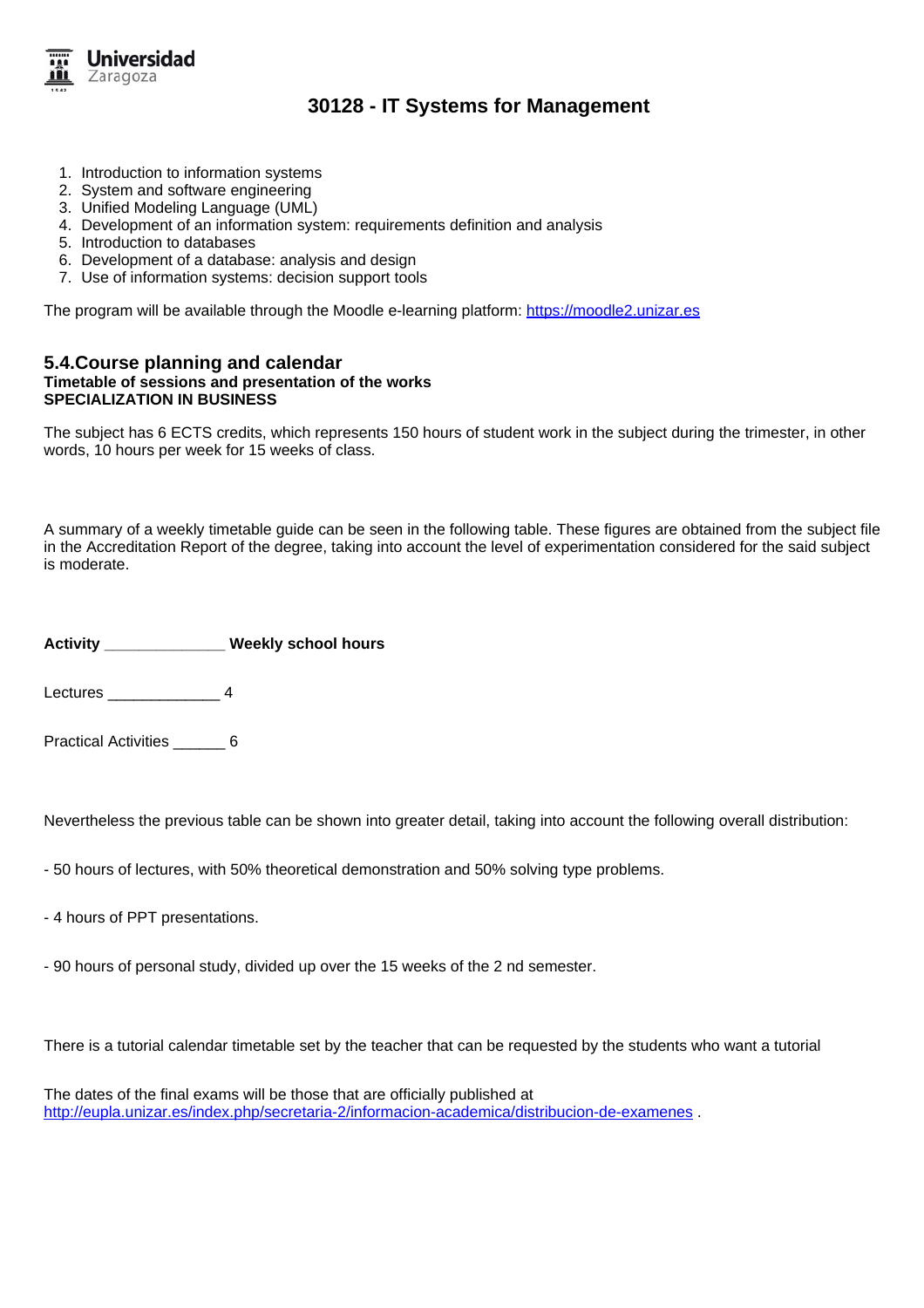# 30128 - IT Systems for Management

1. Introduction to information systems
2. System and software engineering
3. Unified Modeling Language (UML)
4. Development of an information system: requirements definition and analysis
5. Introduction to databases
6. Development of a database: analysis and design
7. Use of information systems: decision support tools

The program will be available through the Moodle e-learning platform: [https://moodle2.unizar.es](https://moodle2.unizar.es)

## 5.4.Course planning and calendar

**Timetable of sessions and presentation of the works**
**SPECIALIZATION IN BUSINESS**

The subject has 6 ECTS credits, which represents 150 hours of student work in the subject during the trimester, in other words, 10 hours per week for 15 weeks of class.

A summary of a weekly timetable guide can be seen in the following table. These figures are obtained from the subject file in the Accreditation Report of the degree, taking into account the level of experimentation considered for the said subject is moderate.

**Activity ______________ Weekly school hours**

Lectures _____________ 4

Practical Activities ______ 6

Nevertheless the previous table can be shown into greater detail, taking into account the following overall distribution:

- 50 hours of lectures, with 50% theoretical demonstration and 50% solving type problems.

- 4 hours of PPT presentations.

- 90 hours of personal study, divided up over the 15 weeks of the 2 nd semester.

There is a tutorial calendar timetable set by the teacher that can be requested by the students who want a tutorial

The dates of the final exams will be those that are officially published at [http://eupla.unizar.es/index.php/secretaria-2/informacion-academica/distribucion-de-examenes](http://eupla.unizar.es/index.php/secretaria-2/informacion-academica/distribucion-de-examenes) .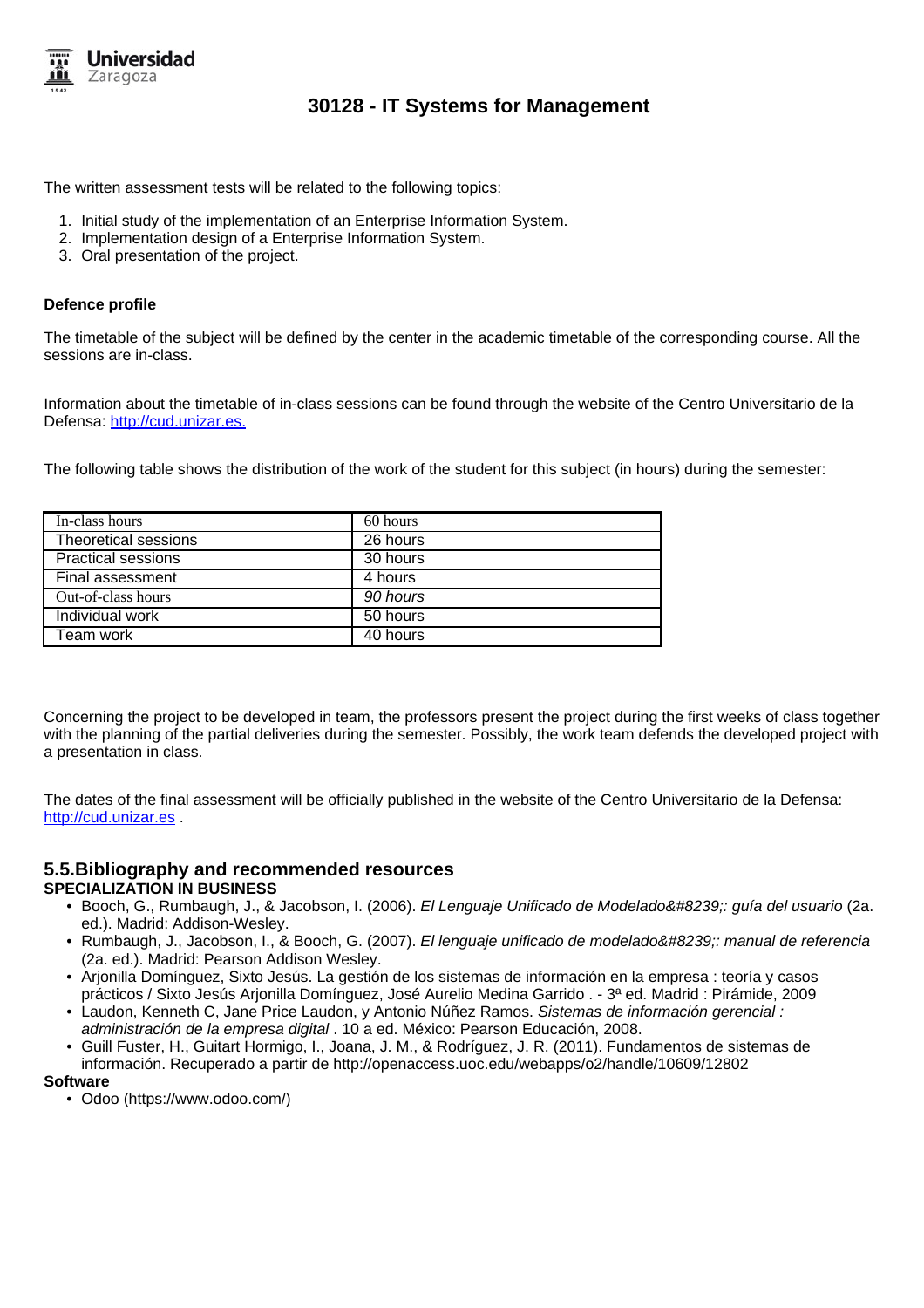# 30128 - IT Systems for Management

The written assessment tests will be related to the following topics:

1. Initial study of the implementation of an Enterprise Information System.
2. Implementation design of a Enterprise Information System.
3. Oral presentation of the project.

**Defence profile**

The timetable of the subject will be defined by the center in the academic timetable of the corresponding course. All the sessions are in-class.

Information about the timetable of in-class sessions can be found through the website of the Centro Universitario de la Defensa: [http://cud.unizar.es.](http://cud.unizar.es.)

The following table shows the distribution of the work of the student for this subject (in hours) during the semester:

| In-class hours | 60 hours |
|---|---|
| Theoretical sessions | 26 hours |
| Practical sessions | 30 hours |
| Final assessment | 4 hours |
| Out-of-class hours | *90 hours* |
| Individual work | 50 hours |
| Team work | 40 hours |

Concerning the project to be developed in team, the professors present the project during the first weeks of class together with the planning of the partial deliveries during the semester. Possibly, the work team defends the developed project with a presentation in class.

The dates of the final assessment will be officially published in the website of the Centro Universitario de la Defensa: [http://cud.unizar.es](http://cud.unizar.es) .

## 5.5.Bibliography and recommended resources

**SPECIALIZATION IN BUSINESS**

- Booch, G., Rumbaugh, J., & Jacobson, I. (2006). *El Lenguaje Unificado de Modelado&#8239;: guía del usuario* (2a. ed.). Madrid: Addison-Wesley.
- Rumbaugh, J., Jacobson, I., & Booch, G. (2007). *El lenguaje unificado de modelado&#8239;: manual de referencia* (2a. ed.). Madrid: Pearson Addison Wesley.
- Arjonilla Domínguez, Sixto Jesús. La gestión de los sistemas de información en la empresa : teoría y casos prácticos / Sixto Jesús Arjonilla Domínguez, José Aurelio Medina Garrido . - 3ª ed. Madrid : Pirámide, 2009
- Laudon, Kenneth C, Jane Price Laudon, y Antonio Núñez Ramos. *Sistemas de información gerencial : administración de la empresa digital* . 10 a ed. México: Pearson Educación, 2008.
- Guill Fuster, H., Guitart Hormigo, I., Joana, J. M., & Rodríguez, J. R. (2011). Fundamentos de sistemas de información. Recuperado a partir de http://openaccess.uoc.edu/webapps/o2/handle/10609/12802

**Software**

- Odoo (https://www.odoo.com/)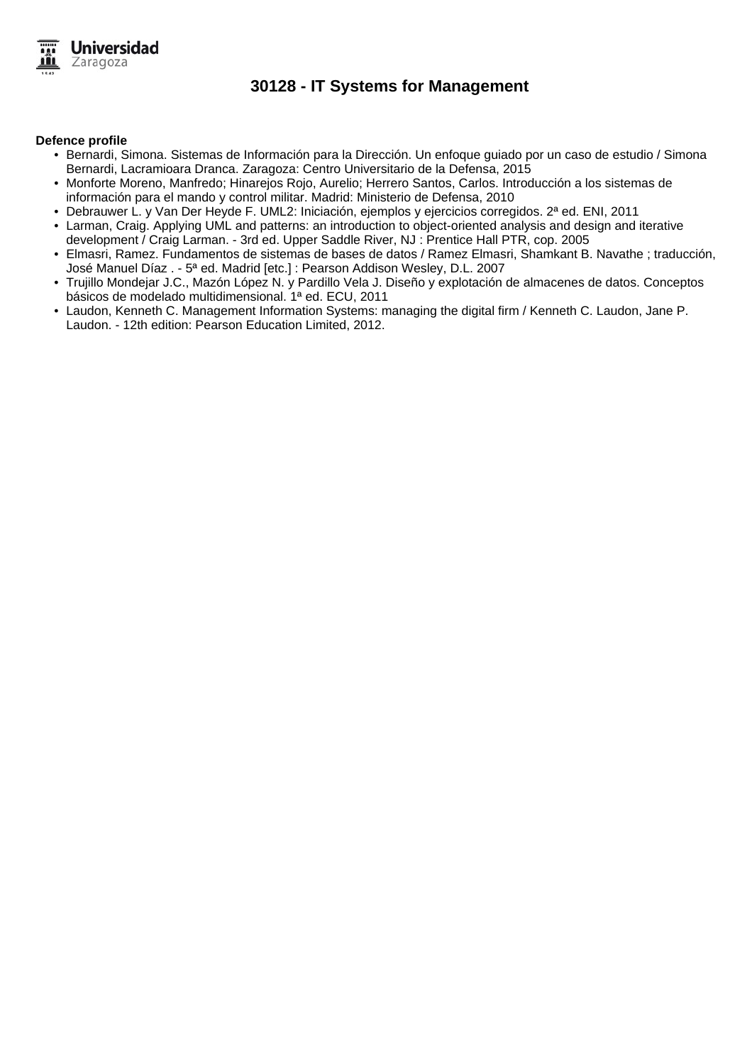# 30128 - IT Systems for Management

**Defence profile**

- Bernardi, Simona. Sistemas de Información para la Dirección. Un enfoque guiado por un caso de estudio / Simona Bernardi, Lacramioara Dranca. Zaragoza: Centro Universitario de la Defensa, 2015
- Monforte Moreno, Manfredo; Hinarejos Rojo, Aurelio; Herrero Santos, Carlos. Introducción a los sistemas de información para el mando y control militar. Madrid: Ministerio de Defensa, 2010
- Debrauwer L. y Van Der Heyde F. UML2: Iniciación, ejemplos y ejercicios corregidos. 2ª ed. ENI, 2011
- Larman, Craig. Applying UML and patterns: an introduction to object-oriented analysis and design and iterative development / Craig Larman. - 3rd ed. Upper Saddle River, NJ : Prentice Hall PTR, cop. 2005
- Elmasri, Ramez. Fundamentos de sistemas de bases de datos / Ramez Elmasri, Shamkant B. Navathe ; traducción, José Manuel Díaz . - 5ª ed. Madrid [etc.] : Pearson Addison Wesley, D.L. 2007
- Trujillo Mondejar J.C., Mazón López N. y Pardillo Vela J. Diseño y explotación de almacenes de datos. Conceptos básicos de modelado multidimensional. 1ª ed. ECU, 2011
- Laudon, Kenneth C. Management Information Systems: managing the digital firm / Kenneth C. Laudon, Jane P. Laudon. - 12th edition: Pearson Education Limited, 2012.